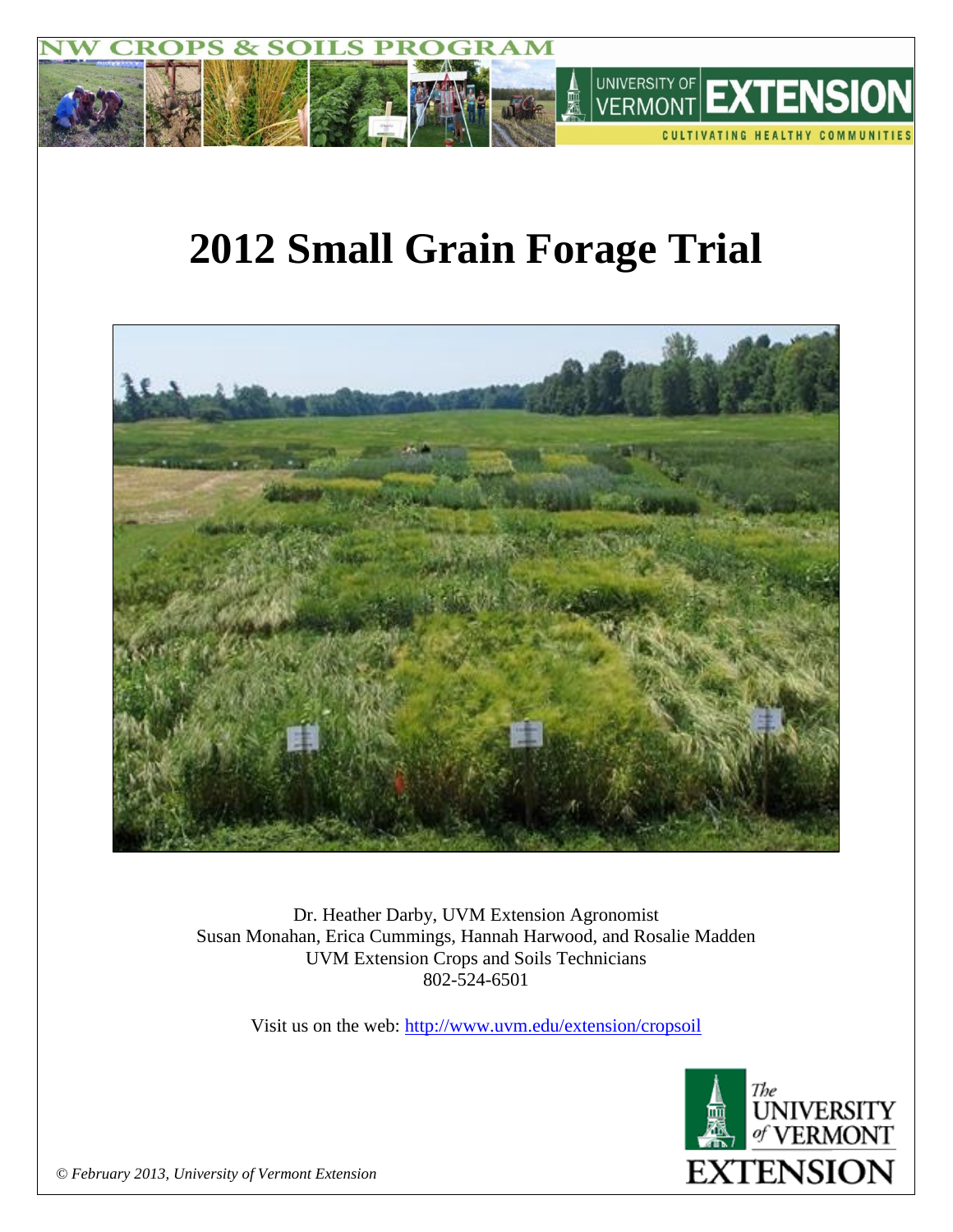NW CROPS & SOILS PROGRAM

UNIVERSITY OF VERMONT EXTENSION

CULTIVATING HEALTHY COMMUNITIES

# 2012 Small Grain Forage Trial

Dr. Heather Darby, UVM Extension Agronomist
Susan Monahan, Erica Cummings, Hannah Harwood, and Rosalie Madden
UVM Extension Crops and Soils Technicians
802-524-6501

Visit us on the web: http://www.uvm.edu/extension/cropsoil

*© February 2013, University of Vermont Extension*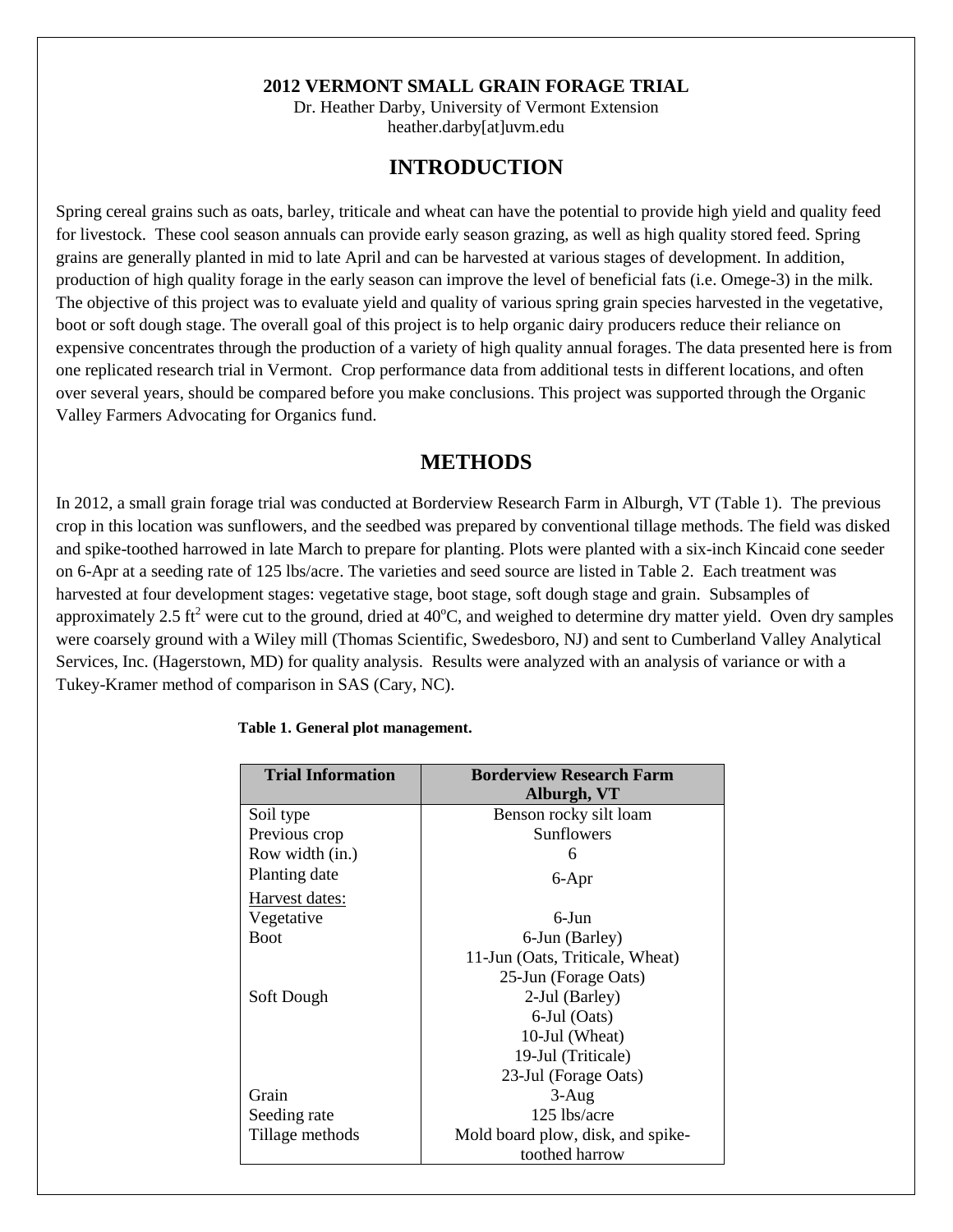**2012 VERMONT SMALL GRAIN FORAGE TRIAL**

Dr. Heather Darby, University of Vermont Extension
heather.darby[at]uvm.edu

## INTRODUCTION

Spring cereal grains such as oats, barley, triticale and wheat can have the potential to provide high yield and quality feed for livestock. These cool season annuals can provide early season grazing, as well as high quality stored feed. Spring grains are generally planted in mid to late April and can be harvested at various stages of development. In addition, production of high quality forage in the early season can improve the level of beneficial fats (i.e. Omege-3) in the milk. The objective of this project was to evaluate yield and quality of various spring grain species harvested in the vegetative, boot or soft dough stage. The overall goal of this project is to help organic dairy producers reduce their reliance on expensive concentrates through the production of a variety of high quality annual forages. The data presented here is from one replicated research trial in Vermont. Crop performance data from additional tests in different locations, and often over several years, should be compared before you make conclusions. This project was supported through the Organic Valley Farmers Advocating for Organics fund.

## METHODS

In 2012, a small grain forage trial was conducted at Borderview Research Farm in Alburgh, VT (Table 1). The previous crop in this location was sunflowers, and the seedbed was prepared by conventional tillage methods. The field was disked and spike-toothed harrowed in late March to prepare for planting. Plots were planted with a six-inch Kincaid cone seeder on 6-Apr at a seeding rate of 125 lbs/acre. The varieties and seed source are listed in Table 2. Each treatment was harvested at four development stages: vegetative stage, boot stage, soft dough stage and grain. Subsamples of approximately 2.5 ft$^2$ were cut to the ground, dried at 40$^o$C, and weighed to determine dry matter yield. Oven dry samples were coarsely ground with a Wiley mill (Thomas Scientific, Swedesboro, NJ) and sent to Cumberland Valley Analytical Services, Inc. (Hagerstown, MD) for quality analysis. Results were analyzed with an analysis of variance or with a Tukey-Kramer method of comparison in SAS (Cary, NC).

**Table 1. General plot management.**

| Trial Information | Borderview Research Farm Alburgh, VT |
|---|---|
| Soil type | Benson rocky silt loam |
| Previous crop | Sunflowers |
| Row width (in.) | 6 |
| Planting date | 6-Apr |
| Harvest dates: | |
| Vegetative | 6-Jun |
| Boot | 6-Jun (Barley) |
| | 11-Jun (Oats, Triticale, Wheat) |
| | 25-Jun (Forage Oats) |
| Soft Dough | 2-Jul (Barley) |
| | 6-Jul (Oats) |
| | 10-Jul (Wheat) |
| | 19-Jul (Triticale) |
| | 23-Jul (Forage Oats) |
| Grain | 3-Aug |
| Seeding rate | 125 lbs/acre |
| Tillage methods | Mold board plow, disk, and spike-toothed harrow |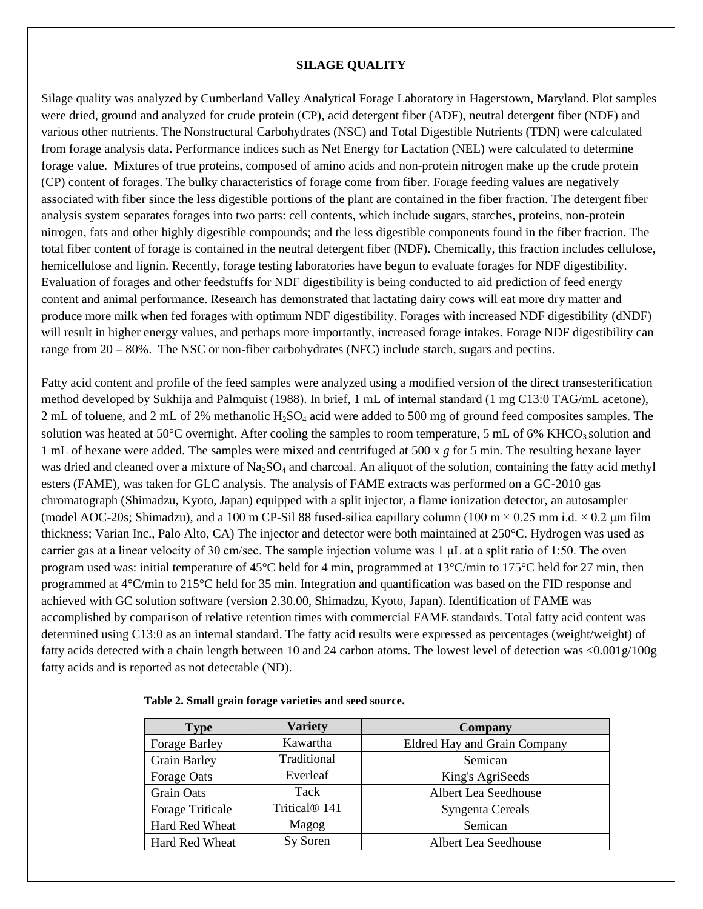## SILAGE QUALITY

Silage quality was analyzed by Cumberland Valley Analytical Forage Laboratory in Hagerstown, Maryland. Plot samples were dried, ground and analyzed for crude protein (CP), acid detergent fiber (ADF), neutral detergent fiber (NDF) and various other nutrients. The Nonstructural Carbohydrates (NSC) and Total Digestible Nutrients (TDN) were calculated from forage analysis data. Performance indices such as Net Energy for Lactation (NEL) were calculated to determine forage value. Mixtures of true proteins, composed of amino acids and non-protein nitrogen make up the crude protein (CP) content of forages. The bulky characteristics of forage come from fiber. Forage feeding values are negatively associated with fiber since the less digestible portions of the plant are contained in the fiber fraction. The detergent fiber analysis system separates forages into two parts: cell contents, which include sugars, starches, proteins, non-protein nitrogen, fats and other highly digestible compounds; and the less digestible components found in the fiber fraction. The total fiber content of forage is contained in the neutral detergent fiber (NDF). Chemically, this fraction includes cellulose, hemicellulose and lignin. Recently, forage testing laboratories have begun to evaluate forages for NDF digestibility. Evaluation of forages and other feedstuffs for NDF digestibility is being conducted to aid prediction of feed energy content and animal performance. Research has demonstrated that lactating dairy cows will eat more dry matter and produce more milk when fed forages with optimum NDF digestibility. Forages with increased NDF digestibility (dNDF) will result in higher energy values, and perhaps more importantly, increased forage intakes. Forage NDF digestibility can range from 20 – 80%. The NSC or non-fiber carbohydrates (NFC) include starch, sugars and pectins.

Fatty acid content and profile of the feed samples were analyzed using a modified version of the direct transesterification method developed by Sukhija and Palmquist (1988). In brief, 1 mL of internal standard (1 mg C13:0 TAG/mL acetone), 2 mL of toluene, and 2 mL of 2% methanolic $H_2SO_4$ acid were added to 500 mg of ground feed composites samples. The solution was heated at 50°C overnight. After cooling the samples to room temperature, 5 mL of 6% $KHCO_3$ solution and 1 mL of hexane were added. The samples were mixed and centrifuged at 500 x *g* for 5 min. The resulting hexane layer was dried and cleaned over a mixture of $Na_2SO_4$ and charcoal. An aliquot of the solution, containing the fatty acid methyl esters (FAME), was taken for GLC analysis. The analysis of FAME extracts was performed on a GC-2010 gas chromatograph (Shimadzu, Kyoto, Japan) equipped with a split injector, a flame ionization detector, an autosampler (model AOC-20s; Shimadzu), and a 100 m CP-Sil 88 fused-silica capillary column (100 m × 0.25 mm i.d. × 0.2 μm film thickness; Varian Inc., Palo Alto, CA) The injector and detector were both maintained at 250°C. Hydrogen was used as carrier gas at a linear velocity of 30 cm/sec. The sample injection volume was 1 μL at a split ratio of 1:50. The oven program used was: initial temperature of 45°C held for 4 min, programmed at 13°C/min to 175°C held for 27 min, then programmed at 4°C/min to 215°C held for 35 min. Integration and quantification was based on the FID response and achieved with GC solution software (version 2.30.00, Shimadzu, Kyoto, Japan). Identification of FAME was accomplished by comparison of relative retention times with commercial FAME standards. Total fatty acid content was determined using C13:0 as an internal standard. The fatty acid results were expressed as percentages (weight/weight) of fatty acids detected with a chain length between 10 and 24 carbon atoms. The lowest level of detection was <0.001g/100g fatty acids and is reported as not detectable (ND).

**Table 2. Small grain forage varieties and seed source.**

| Type | Variety | Company |
|---|---|---|
| Forage Barley | Kawartha | Eldred Hay and Grain Company |
| Grain Barley | Traditional | Semican |
| Forage Oats | Everleaf | King's AgriSeeds |
| Grain Oats | Tack | Albert Lea Seedhouse |
| Forage Triticale | Tritical® 141 | Syngenta Cereals |
| Hard Red Wheat | Magog | Semican |
| Hard Red Wheat | Sy Soren | Albert Lea Seedhouse |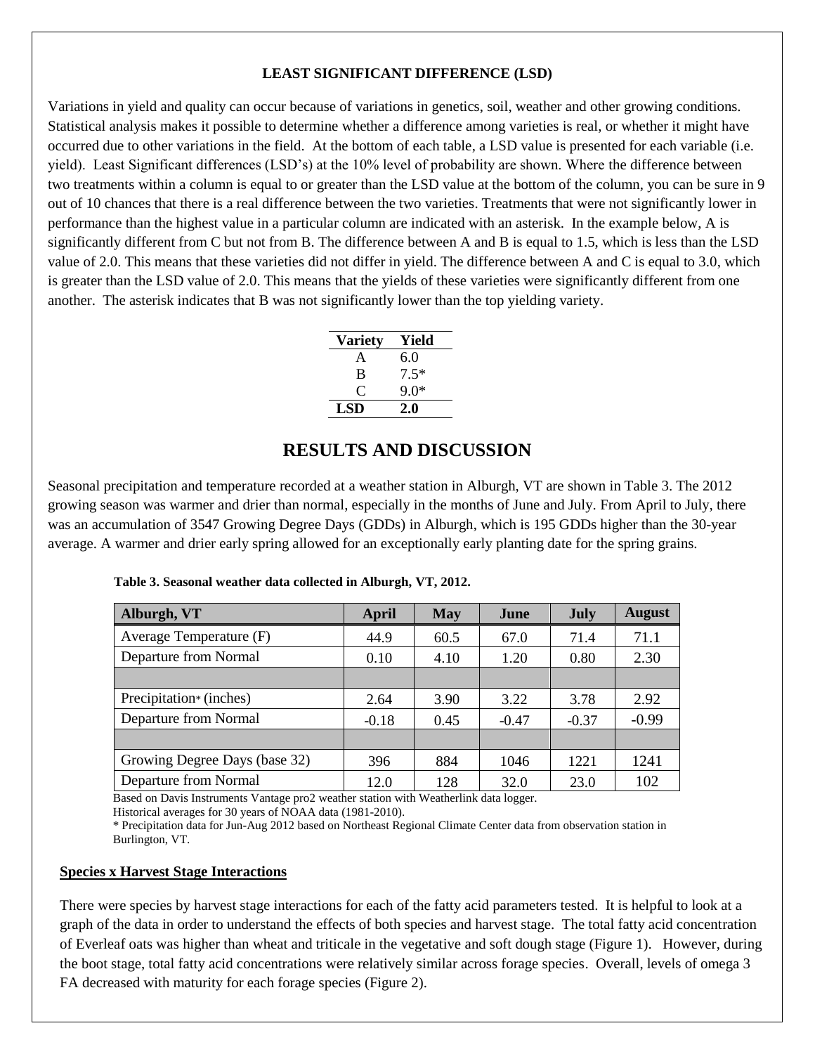### LEAST SIGNIFICANT DIFFERENCE (LSD)

Variations in yield and quality can occur because of variations in genetics, soil, weather and other growing conditions. Statistical analysis makes it possible to determine whether a difference among varieties is real, or whether it might have occurred due to other variations in the field. At the bottom of each table, a LSD value is presented for each variable (i.e. yield). Least Significant differences (LSD's) at the 10% level of probability are shown. Where the difference between two treatments within a column is equal to or greater than the LSD value at the bottom of the column, you can be sure in 9 out of 10 chances that there is a real difference between the two varieties. Treatments that were not significantly lower in performance than the highest value in a particular column are indicated with an asterisk. In the example below, A is significantly different from C but not from B. The difference between A and B is equal to 1.5, which is less than the LSD value of 2.0. This means that these varieties did not differ in yield. The difference between A and C is equal to 3.0, which is greater than the LSD value of 2.0. This means that the yields of these varieties were significantly different from one another. The asterisk indicates that B was not significantly lower than the top yielding variety.

| Variety | Yield |
|---|---|
| A | 6.0 |
| B | 7.5* |
| C | 9.0* |
| **LSD** | **2.0** |

## RESULTS AND DISCUSSION

Seasonal precipitation and temperature recorded at a weather station in Alburgh, VT are shown in Table 3. The 2012 growing season was warmer and drier than normal, especially in the months of June and July. From April to July, there was an accumulation of 3547 Growing Degree Days (GDDs) in Alburgh, which is 195 GDDs higher than the 30-year average. A warmer and drier early spring allowed for an exceptionally early planting date for the spring grains.

**Table 3. Seasonal weather data collected in Alburgh, VT, 2012.**

| Alburgh, VT | April | May | June | July | August |
|---|---|---|---|---|---|
| Average Temperature (F) | 44.9 | 60.5 | 67.0 | 71.4 | 71.1 |
| Departure from Normal | 0.10 | 4.10 | 1.20 | 0.80 | 2.30 |
| | | | | | |
| Precipitation* (inches) | 2.64 | 3.90 | 3.22 | 3.78 | 2.92 |
| Departure from Normal | -0.18 | 0.45 | -0.47 | -0.37 | -0.99 |
| | | | | | |
| Growing Degree Days (base 32) | 396 | 884 | 1046 | 1221 | 1241 |
| Departure from Normal | 12.0 | 128 | 32.0 | 23.0 | 102 |

Based on Davis Instruments Vantage pro2 weather station with Weatherlink data logger.
Historical averages for 30 years of NOAA data (1981-2010).
* Precipitation data for Jun-Aug 2012 based on Northeast Regional Climate Center data from observation station in Burlington, VT.

### Species x Harvest Stage Interactions

There were species by harvest stage interactions for each of the fatty acid parameters tested. It is helpful to look at a graph of the data in order to understand the effects of both species and harvest stage. The total fatty acid concentration of Everleaf oats was higher than wheat and triticale in the vegetative and soft dough stage (Figure 1). However, during the boot stage, total fatty acid concentrations were relatively similar across forage species. Overall, levels of omega 3 FA decreased with maturity for each forage species (Figure 2).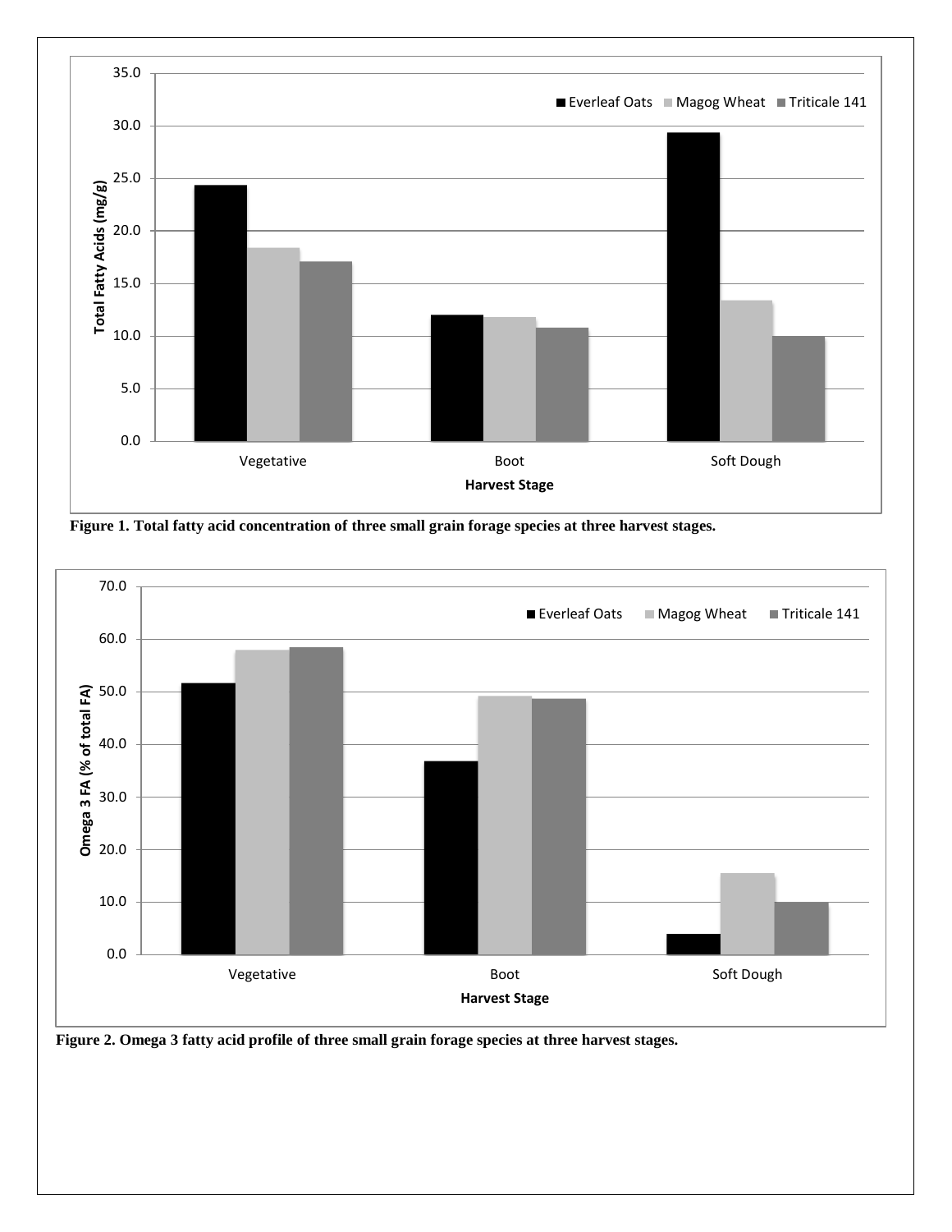**Figure 1. Total fatty acid concentration of three small grain forage species at three harvest stages.**

**Figure 2. Omega 3 fatty acid profile of three small grain forage species at three harvest stages.**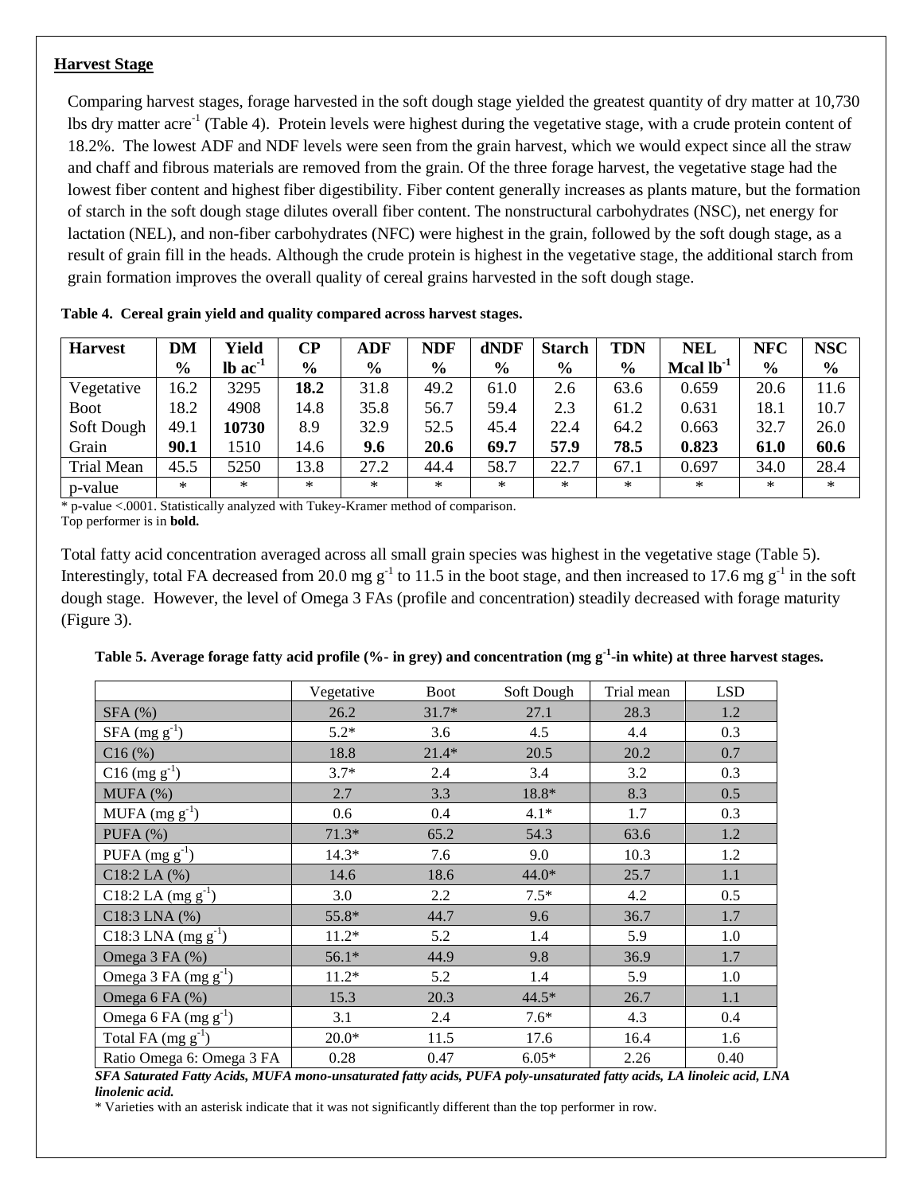## Harvest Stage

Comparing harvest stages, forage harvested in the soft dough stage yielded the greatest quantity of dry matter at 10,730 lbs dry matter $acre^{-1}$ (Table 4). Protein levels were highest during the vegetative stage, with a crude protein content of 18.2%. The lowest ADF and NDF levels were seen from the grain harvest, which we would expect since all the straw and chaff and fibrous materials are removed from the grain. Of the three forage harvest, the vegetative stage had the lowest fiber content and highest fiber digestibility. Fiber content generally increases as plants mature, but the formation of starch in the soft dough stage dilutes overall fiber content. The nonstructural carbohydrates (NSC), net energy for lactation (NEL), and non-fiber carbohydrates (NFC) were highest in the grain, followed by the soft dough stage, as a result of grain fill in the heads. Although the crude protein is highest in the vegetative stage, the additional starch from grain formation improves the overall quality of cereal grains harvested in the soft dough stage.

**Table 4. Cereal grain yield and quality compared across harvest stages.**

| Harvest | DM % | Yield lb $ac^{-1}$ | CP % | ADF % | NDF % | dNDF % | Starch % | TDN % | NEL Mcal $lb^{-1}$ | NFC % | NSC % |
|---|---|---|---|---|---|---|---|---|---|---|---|
| Vegetative | 16.2 | 3295 | **18.2** | 31.8 | 49.2 | 61.0 | 2.6 | 63.6 | 0.659 | 20.6 | 11.6 |
| Boot | 18.2 | 4908 | 14.8 | 35.8 | 56.7 | 59.4 | 2.3 | 61.2 | 0.631 | 18.1 | 10.7 |
| Soft Dough | 49.1 | **10730** | 8.9 | 32.9 | 52.5 | 45.4 | 22.4 | 64.2 | 0.663 | 32.7 | 26.0 |
| Grain | **90.1** | 1510 | 14.6 | **9.6** | **20.6** | **69.7** | **57.9** | **78.5** | **0.823** | **61.0** | **60.6** |
| Trial Mean | 45.5 | 5250 | 13.8 | 27.2 | 44.4 | 58.7 | 22.7 | 67.1 | 0.697 | 34.0 | 28.4 |
| p-value | * | * | * | * | * | * | * | * | * | * | * |

* p-value <.0001. Statistically analyzed with Tukey-Kramer method of comparison.
Top performer is in **bold.**

Total fatty acid concentration averaged across all small grain species was highest in the vegetative stage (Table 5). Interestingly, total FA decreased from 20.0 mg $g^{-1}$ to 11.5 in the boot stage, and then increased to 17.6 mg $g^{-1}$ in the soft dough stage. However, the level of Omega 3 FAs (profile and concentration) steadily decreased with forage maturity (Figure 3).

**Table 5. Average forage fatty acid profile (%- in grey) and concentration (mg $g^{-1}$-in white) at three harvest stages.**

| | Vegetative | Boot | Soft Dough | Trial mean | LSD |
|---|---|---|---|---|---|
| SFA (%) | 26.2 | 31.7* | 27.1 | 28.3 | 1.2 |
| SFA (mg $g^{-1}$) | 5.2* | 3.6 | 4.5 | 4.4 | 0.3 |
| C16 (%) | 18.8 | 21.4* | 20.5 | 20.2 | 0.7 |
| C16 (mg $g^{-1}$) | 3.7* | 2.4 | 3.4 | 3.2 | 0.3 |
| MUFA (%) | 2.7 | 3.3 | 18.8* | 8.3 | 0.5 |
| MUFA (mg $g^{-1}$) | 0.6 | 0.4 | 4.1* | 1.7 | 0.3 |
| PUFA (%) | 71.3* | 65.2 | 54.3 | 63.6 | 1.2 |
| PUFA (mg $g^{-1}$) | 14.3* | 7.6 | 9.0 | 10.3 | 1.2 |
| C18:2 LA (%) | 14.6 | 18.6 | 44.0* | 25.7 | 1.1 |
| C18:2 LA (mg $g^{-1}$) | 3.0 | 2.2 | 7.5* | 4.2 | 0.5 |
| C18:3 LNA (%) | 55.8* | 44.7 | 9.6 | 36.7 | 1.7 |
| C18:3 LNA (mg $g^{-1}$) | 11.2* | 5.2 | 1.4 | 5.9 | 1.0 |
| Omega 3 FA (%) | 56.1* | 44.9 | 9.8 | 36.9 | 1.7 |
| Omega 3 FA (mg $g^{-1}$) | 11.2* | 5.2 | 1.4 | 5.9 | 1.0 |
| Omega 6 FA (%) | 15.3 | 20.3 | 44.5* | 26.7 | 1.1 |
| Omega 6 FA (mg $g^{-1}$) | 3.1 | 2.4 | 7.6* | 4.3 | 0.4 |
| Total FA (mg $g^{-1}$) | 20.0* | 11.5 | 17.6 | 16.4 | 1.6 |
| Ratio Omega 6: Omega 3 FA | 0.28 | 0.47 | 6.05* | 2.26 | 0.40 |

***SFA Saturated Fatty Acids, MUFA mono-unsaturated fatty acids, PUFA poly-unsaturated fatty acids, LA linoleic acid, LNA linolenic acid.***

* Varieties with an asterisk indicate that it was not significantly different than the top performer in row.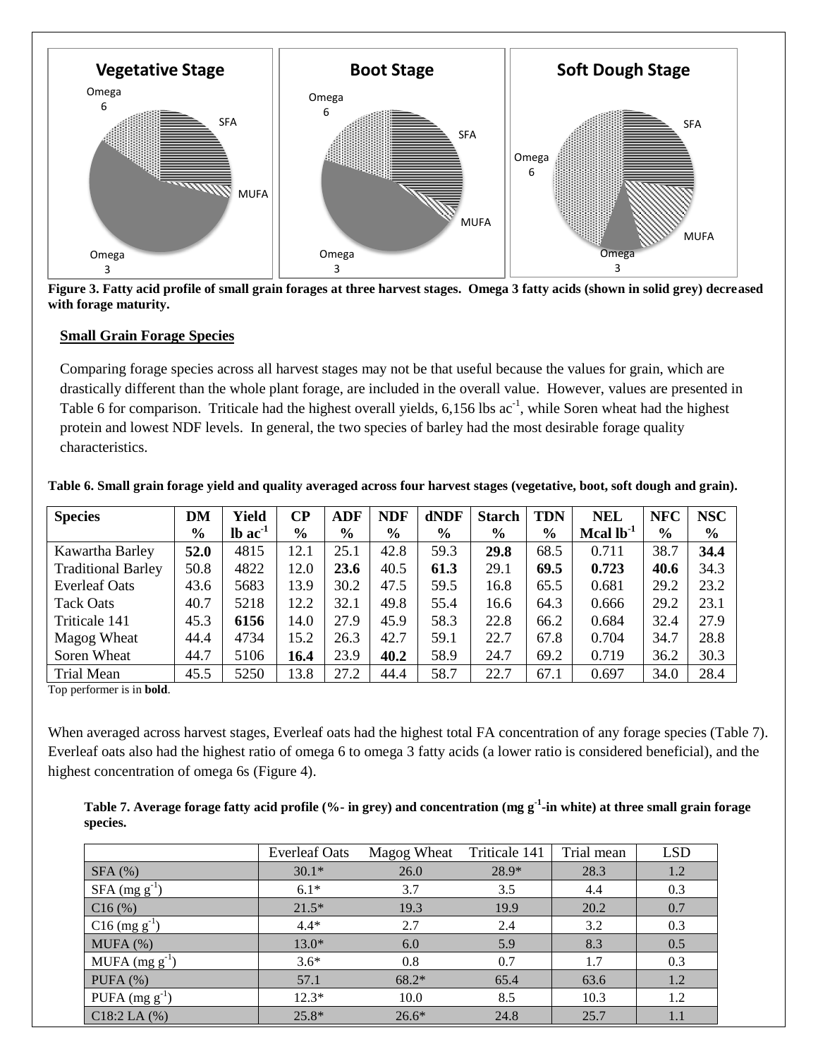**Figure 3. Fatty acid profile of small grain forages at three harvest stages. Omega 3 fatty acids (shown in solid grey) decreased with forage maturity.**

**Small Grain Forage Species**

Comparing forage species across all harvest stages may not be that useful because the values for grain, which are drastically different than the whole plant forage, are included in the overall value. However, values are presented in Table 6 for comparison. Triticale had the highest overall yields, 6,156 lbs ac$^{-1}$, while Soren wheat had the highest protein and lowest NDF levels. In general, the two species of barley had the most desirable forage quality characteristics.

**Table 6. Small grain forage yield and quality averaged across four harvest stages (vegetative, boot, soft dough and grain).**

| Species | DM % | Yield lb ac$^{-1}$ | CP % | ADF % | NDF % | dNDF % | Starch % | TDN % | NEL Mcal lb$^{-1}$ | NFC % | NSC % |
|---|---|---|---|---|---|---|---|---|---|---|---|
| Kawartha Barley | **52.0** | 4815 | 12.1 | 25.1 | 42.8 | 59.3 | **29.8** | 68.5 | 0.711 | 38.7 | **34.4** |
| Traditional Barley | 50.8 | 4822 | 12.0 | **23.6** | 40.5 | **61.3** | 29.1 | **69.5** | **0.723** | **40.6** | 34.3 |
| Everleaf Oats | 43.6 | 5683 | 13.9 | 30.2 | 47.5 | 59.5 | 16.8 | 65.5 | 0.681 | 29.2 | 23.2 |
| Tack Oats | 40.7 | 5218 | 12.2 | 32.1 | 49.8 | 55.4 | 16.6 | 64.3 | 0.666 | 29.2 | 23.1 |
| Triticale 141 | 45.3 | **6156** | 14.0 | 27.9 | 45.9 | 58.3 | 22.8 | 66.2 | 0.684 | 32.4 | 27.9 |
| Magog Wheat | 44.4 | 4734 | 15.2 | 26.3 | 42.7 | 59.1 | 22.7 | 67.8 | 0.704 | 34.7 | 28.8 |
| Soren Wheat | 44.7 | 5106 | **16.4** | 23.9 | **40.2** | 58.9 | 24.7 | 69.2 | 0.719 | 36.2 | 30.3 |
| Trial Mean | 45.5 | 5250 | 13.8 | 27.2 | 44.4 | 58.7 | 22.7 | 67.1 | 0.697 | 34.0 | 28.4 |

Top performer is in **bold**.

When averaged across harvest stages, Everleaf oats had the highest total FA concentration of any forage species (Table 7). Everleaf oats also had the highest ratio of omega 6 to omega 3 fatty acids (a lower ratio is considered beneficial), and the highest concentration of omega 6s (Figure 4).

**Table 7. Average forage fatty acid profile (%- in grey) and concentration (mg g$^{-1}$-in white) at three small grain forage species.**

| | Everleaf Oats | Magog Wheat | Triticale 141 | Trial mean | LSD |
|---|---|---|---|---|---|
| SFA (%) | 30.1* | 26.0 | 28.9* | 28.3 | 1.2 |
| SFA (mg g$^{-1}$) | 6.1* | 3.7 | 3.5 | 4.4 | 0.3 |
| C16 (%) | 21.5* | 19.3 | 19.9 | 20.2 | 0.7 |
| C16 (mg g$^{-1}$) | 4.4* | 2.7 | 2.4 | 3.2 | 0.3 |
| MUFA (%) | 13.0* | 6.0 | 5.9 | 8.3 | 0.5 |
| MUFA (mg g$^{-1}$) | 3.6* | 0.8 | 0.7 | 1.7 | 0.3 |
| PUFA (%) | 57.1 | 68.2* | 65.4 | 63.6 | 1.2 |
| PUFA (mg g$^{-1}$) | 12.3* | 10.0 | 8.5 | 10.3 | 1.2 |
| C18:2 LA (%) | 25.8* | 26.6* | 24.8 | 25.7 | 1.1 |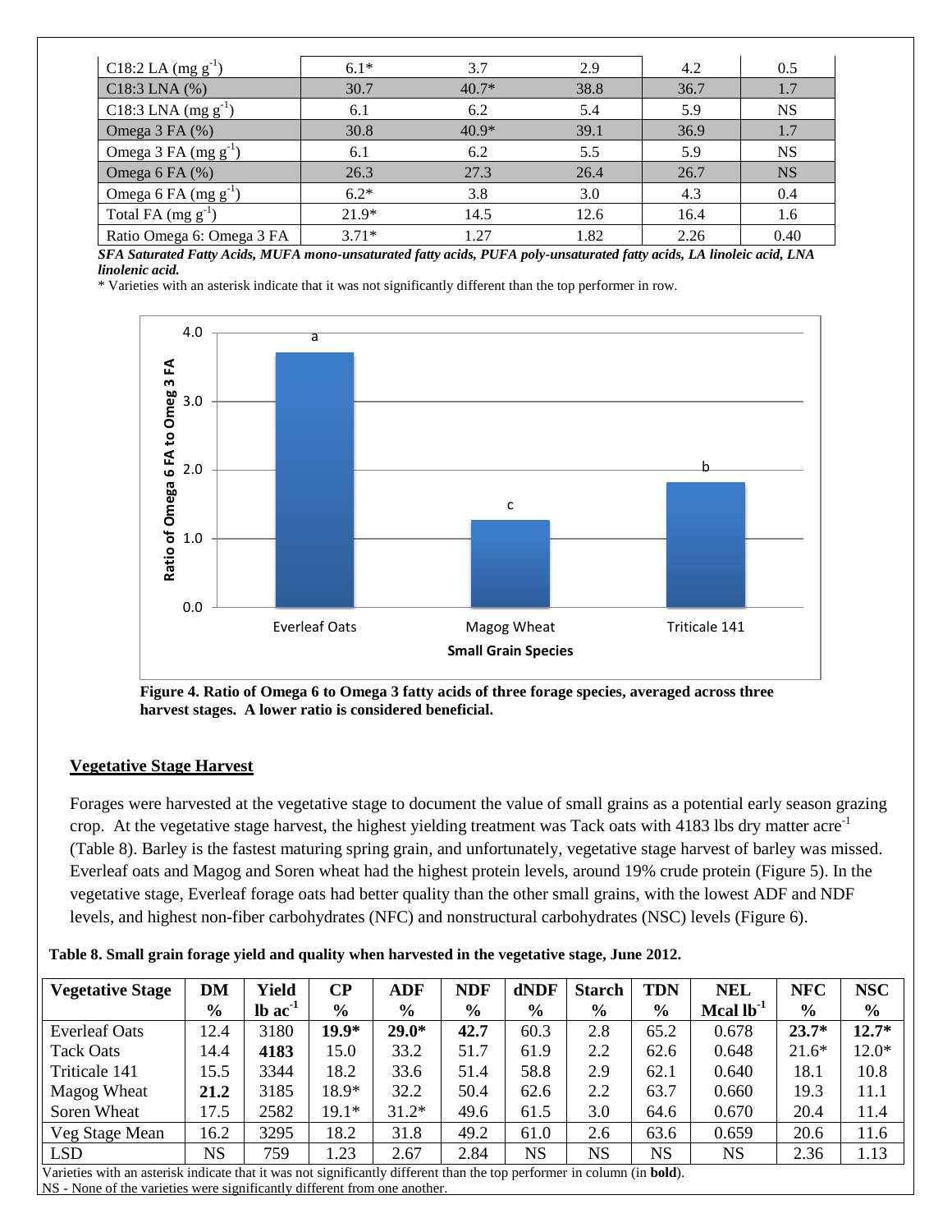| C18:2 LA (mg $g^{-1}$) | 6.1* | 3.7 | 2.9 | 4.2 | 0.5 |
|---|---|---|---|---|---|
| C18:3 LNA (%) | 30.7 | 40.7* | 38.8 | 36.7 | 1.7 |
| C18:3 LNA (mg $g^{-1}$) | 6.1 | 6.2 | 5.4 | 5.9 | NS |
| Omega 3 FA (%) | 30.8 | 40.9* | 39.1 | 36.9 | 1.7 |
| Omega 3 FA (mg $g^{-1}$) | 6.1 | 6.2 | 5.5 | 5.9 | NS |
| Omega 6 FA (%) | 26.3 | 27.3 | 26.4 | 26.7 | NS |
| Omega 6 FA (mg $g^{-1}$) | 6.2* | 3.8 | 3.0 | 4.3 | 0.4 |
| Total FA (mg $g^{-1}$) | 21.9* | 14.5 | 12.6 | 16.4 | 1.6 |
| Ratio Omega 6: Omega 3 FA | 3.71* | 1.27 | 1.82 | 2.26 | 0.40 |

***SFA Saturated Fatty Acids, MUFA mono-unsaturated fatty acids, PUFA poly-unsaturated fatty acids, LA linoleic acid, LNA linolenic acid.***

\* Varieties with an asterisk indicate that it was not significantly different than the top performer in row.

**Figure 4. Ratio of Omega 6 to Omega 3 fatty acids of three forage species, averaged across three harvest stages. A lower ratio is considered beneficial.**

## Vegetative Stage Harvest

Forages were harvested at the vegetative stage to document the value of small grains as a potential early season grazing crop. At the vegetative stage harvest, the highest yielding treatment was Tack oats with 4183 lbs dry matter acre$^{-1}$ (Table 8). Barley is the fastest maturing spring grain, and unfortunately, vegetative stage harvest of barley was missed. Everleaf oats and Magog and Soren wheat had the highest protein levels, around 19% crude protein (Figure 5). In the vegetative stage, Everleaf forage oats had better quality than the other small grains, with the lowest ADF and NDF levels, and highest non-fiber carbohydrates (NFC) and nonstructural carbohydrates (NSC) levels (Figure 6).

**Table 8. Small grain forage yield and quality when harvested in the vegetative stage, June 2012.**

| Vegetative Stage | DM % | Yield lb $ac^{-1}$ | CP % | ADF % | NDF % | dNDF % | Starch % | TDN % | NEL Mcal $lb^{-1}$ | NFC % | NSC % |
|---|---|---|---|---|---|---|---|---|---|---|---|
| Everleaf Oats | 12.4 | 3180 | **19.9*** | **29.0*** | **42.7** | 60.3 | 2.8 | 65.2 | 0.678 | **23.7*** | **12.7*** |
| Tack Oats | 14.4 | **4183** | 15.0 | 33.2 | 51.7 | 61.9 | 2.2 | 62.6 | 0.648 | 21.6* | 12.0* |
| Triticale 141 | 15.5 | 3344 | 18.2 | 33.6 | 51.4 | 58.8 | 2.9 | 62.1 | 0.640 | 18.1 | 10.8 |
| Magog Wheat | **21.2** | 3185 | 18.9* | 32.2 | 50.4 | 62.6 | 2.2 | 63.7 | 0.660 | 19.3 | 11.1 |
| Soren Wheat | 17.5 | 2582 | 19.1* | 31.2* | 49.6 | 61.5 | 3.0 | 64.6 | 0.670 | 20.4 | 11.4 |
| Veg Stage Mean | 16.2 | 3295 | 18.2 | 31.8 | 49.2 | 61.0 | 2.6 | 63.6 | 0.659 | 20.6 | 11.6 |
| LSD | NS | 759 | 1.23 | 2.67 | 2.84 | NS | NS | NS | NS | 2.36 | 1.13 |

Varieties with an asterisk indicate that it was not significantly different than the top performer in column (in **bold**).
NS - None of the varieties were significantly different from one another.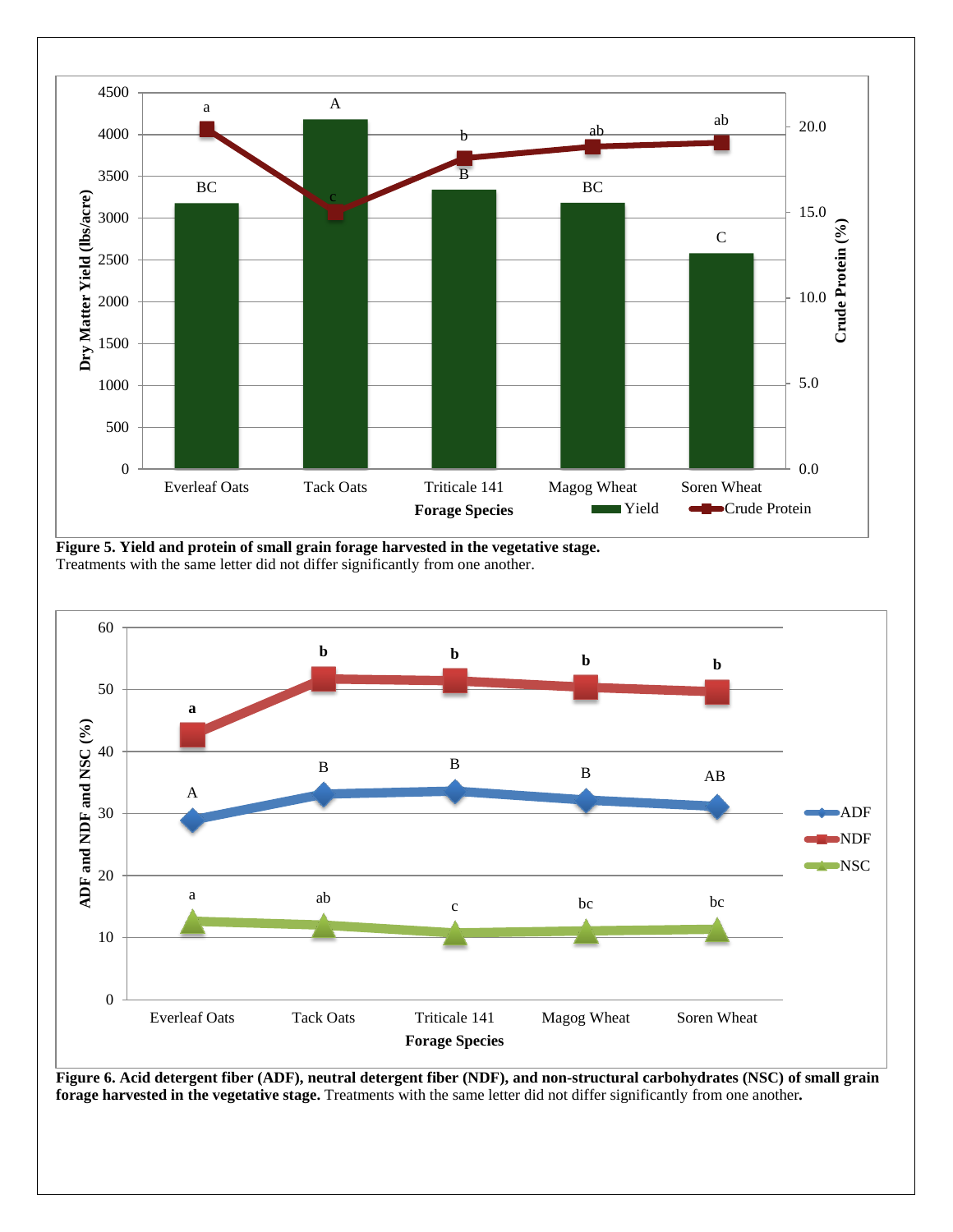**Figure 5. Yield and protein of small grain forage harvested in the vegetative stage.** Treatments with the same letter did not differ significantly from one another.

**Figure 6. Acid detergent fiber (ADF), neutral detergent fiber (NDF), and non-structural carbohydrates (NSC) of small grain forage harvested in the vegetative stage.** Treatments with the same letter did not differ significantly from one another.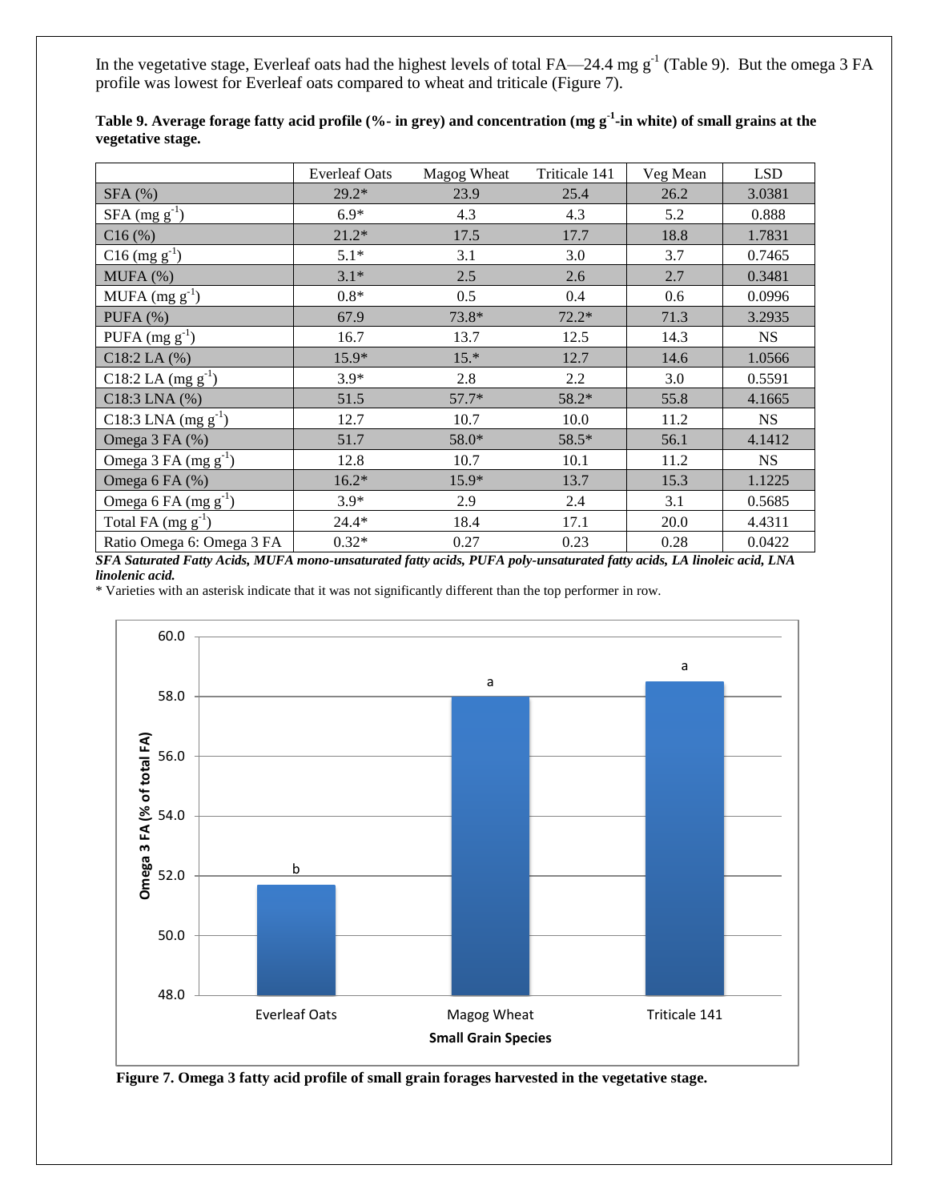In the vegetative stage, Everleaf oats had the highest levels of total FA—24.4 mg $g^{-1}$ (Table 9). But the omega 3 FA profile was lowest for Everleaf oats compared to wheat and triticale (Figure 7).

**Table 9. Average forage fatty acid profile (%- in grey) and concentration (mg $g^{-1}$-in white) of small grains at the vegetative stage.**

| | Everleaf Oats | Magog Wheat | Triticale 141 | Veg Mean | LSD |
|---|---|---|---|---|---|
| SFA (%) | 29.2* | 23.9 | 25.4 | 26.2 | 3.0381 |
| SFA (mg $g^{-1}$) | 6.9* | 4.3 | 4.3 | 5.2 | 0.888 |
| C16 (%) | 21.2* | 17.5 | 17.7 | 18.8 | 1.7831 |
| C16 (mg $g^{-1}$) | 5.1* | 3.1 | 3.0 | 3.7 | 0.7465 |
| MUFA (%) | 3.1* | 2.5 | 2.6 | 2.7 | 0.3481 |
| MUFA (mg $g^{-1}$) | 0.8* | 0.5 | 0.4 | 0.6 | 0.0996 |
| PUFA (%) | 67.9 | 73.8* | 72.2* | 71.3 | 3.2935 |
| PUFA (mg $g^{-1}$) | 16.7 | 13.7 | 12.5 | 14.3 | NS |
| C18:2 LA (%) | 15.9* | 15.* | 12.7 | 14.6 | 1.0566 |
| C18:2 LA (mg $g^{-1}$) | 3.9* | 2.8 | 2.2 | 3.0 | 0.5591 |
| C18:3 LNA (%) | 51.5 | 57.7* | 58.2* | 55.8 | 4.1665 |
| C18:3 LNA (mg $g^{-1}$) | 12.7 | 10.7 | 10.0 | 11.2 | NS |
| Omega 3 FA (%) | 51.7 | 58.0* | 58.5* | 56.1 | 4.1412 |
| Omega 3 FA (mg $g^{-1}$) | 12.8 | 10.7 | 10.1 | 11.2 | NS |
| Omega 6 FA (%) | 16.2* | 15.9* | 13.7 | 15.3 | 1.1225 |
| Omega 6 FA (mg $g^{-1}$) | 3.9* | 2.9 | 2.4 | 3.1 | 0.5685 |
| Total FA (mg $g^{-1}$) | 24.4* | 18.4 | 17.1 | 20.0 | 4.4311 |
| Ratio Omega 6: Omega 3 FA | 0.32* | 0.27 | 0.23 | 0.28 | 0.0422 |

***SFA Saturated Fatty Acids, MUFA mono-unsaturated fatty acids, PUFA poly-unsaturated fatty acids, LA linoleic acid, LNA linolenic acid.***

\* Varieties with an asterisk indicate that it was not significantly different than the top performer in row.

**Figure 7. Omega 3 fatty acid profile of small grain forages harvested in the vegetative stage.**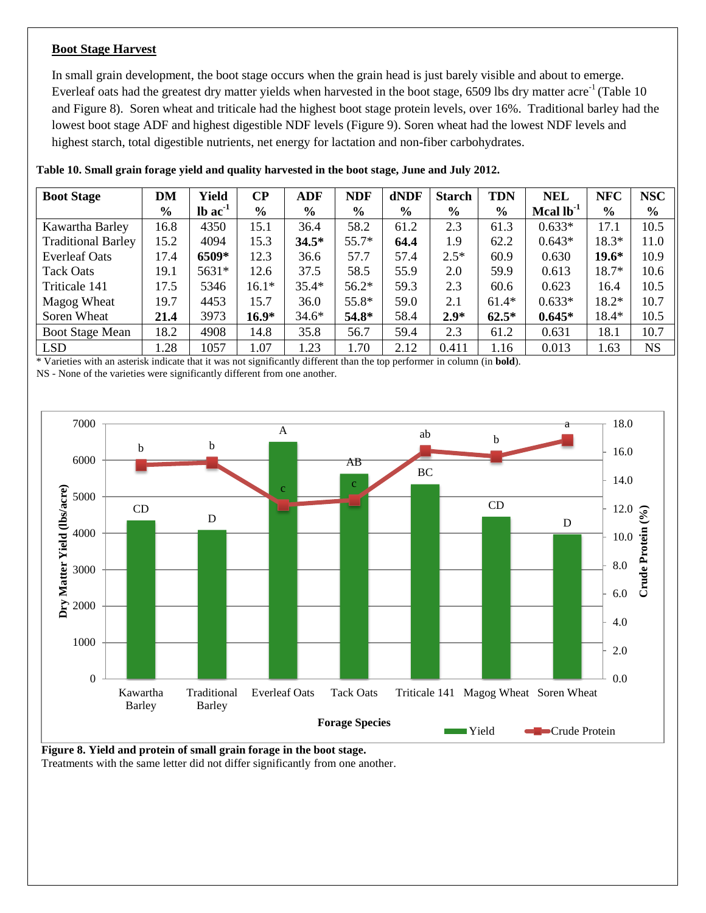### Boot Stage Harvest

In small grain development, the boot stage occurs when the grain head is just barely visible and about to emerge. Everleaf oats had the greatest dry matter yields when harvested in the boot stage, 6509 lbs dry matter acre$^{-1}$ (Table 10 and Figure 8). Soren wheat and triticale had the highest boot stage protein levels, over 16%. Traditional barley had the lowest boot stage ADF and highest digestible NDF levels (Figure 9). Soren wheat had the lowest NDF levels and highest starch, total digestible nutrients, net energy for lactation and non-fiber carbohydrates.

**Table 10. Small grain forage yield and quality harvested in the boot stage, June and July 2012.**

| Boot Stage | DM % | Yield lb ac$^{-1}$ | CP % | ADF % | NDF % | dNDF % | Starch % | TDN % | NEL Mcal lb$^{-1}$ | NFC % | NSC % |
|---|---|---|---|---|---|---|---|---|---|---|---|
| Kawartha Barley | 16.8 | 4350 | 15.1 | 36.4 | 58.2 | 61.2 | 2.3 | 61.3 | 0.633* | 17.1 | 10.5 |
| Traditional Barley | 15.2 | 4094 | 15.3 | **34.5*** | 55.7* | **64.4** | 1.9 | 62.2 | 0.643* | 18.3* | 11.0 |
| Everleaf Oats | 17.4 | **6509*** | 12.3 | 36.6 | 57.7 | 57.4 | 2.5* | 60.9 | 0.630 | **19.6*** | 10.9 |
| Tack Oats | 19.1 | 5631* | 12.6 | 37.5 | 58.5 | 55.9 | 2.0 | 59.9 | 0.613 | 18.7* | 10.6 |
| Triticale 141 | 17.5 | 5346 | 16.1* | 35.4* | 56.2* | 59.3 | 2.3 | 60.6 | 0.623 | 16.4 | 10.5 |
| Magog Wheat | 19.7 | 4453 | 15.7 | 36.0 | 55.8* | 59.0 | 2.1 | 61.4* | 0.633* | 18.2* | 10.7 |
| Soren Wheat | **21.4** | 3973 | **16.9*** | 34.6* | **54.8*** | 58.4 | **2.9*** | **62.5*** | **0.645*** | 18.4* | 10.5 |
| Boot Stage Mean | 18.2 | 4908 | 14.8 | 35.8 | 56.7 | 59.4 | 2.3 | 61.2 | 0.631 | 18.1 | 10.7 |
| LSD | 1.28 | 1057 | 1.07 | 1.23 | 1.70 | 2.12 | 0.411 | 1.16 | 0.013 | 1.63 | NS |

\* Varieties with an asterisk indicate that it was not significantly different than the top performer in column (in **bold**).
NS - None of the varieties were significantly different from one another.

**Figure 8. Yield and protein of small grain forage in the boot stage.**
Treatments with the same letter did not differ significantly from one another.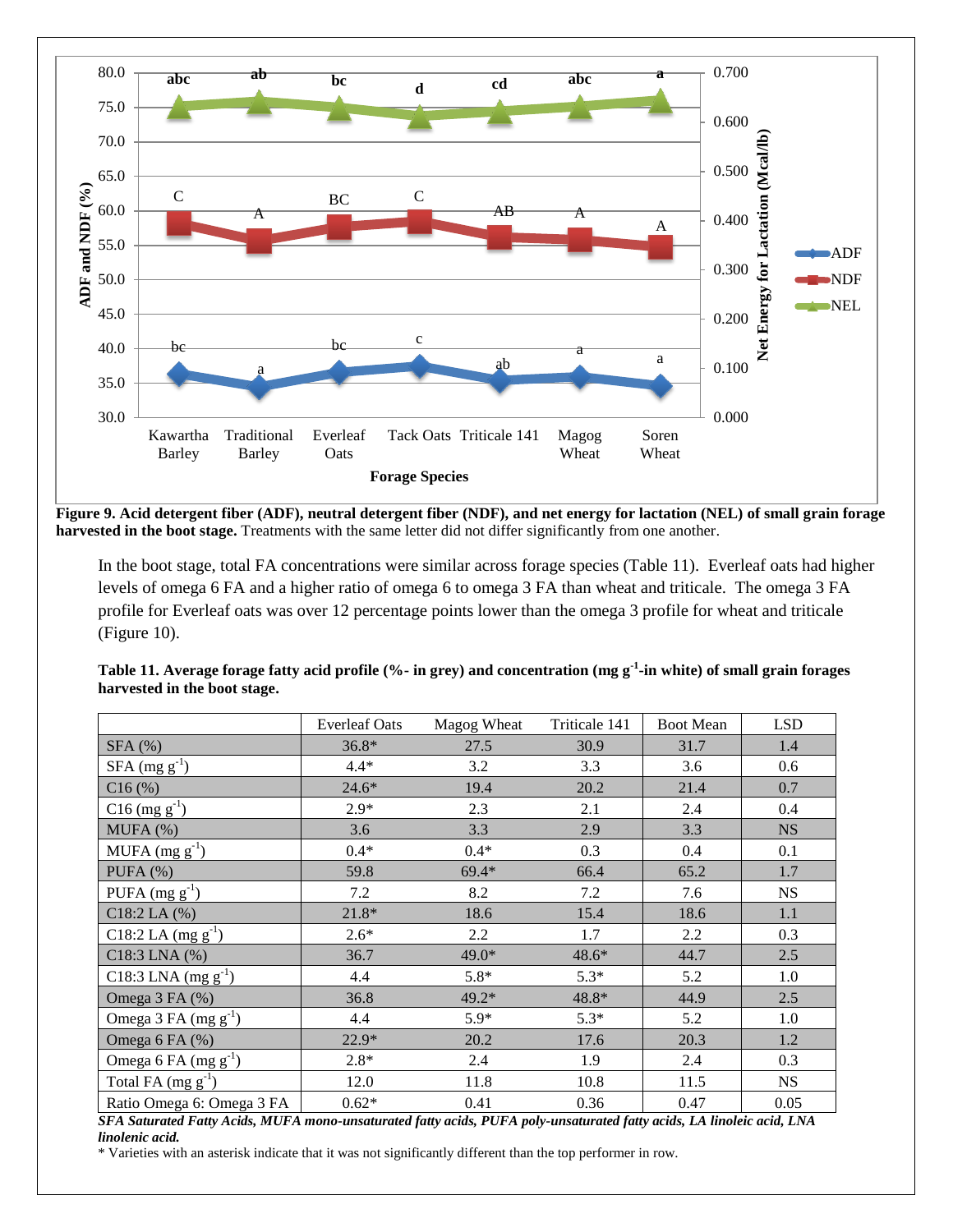**Figure 9. Acid detergent fiber (ADF), neutral detergent fiber (NDF), and net energy for lactation (NEL) of small grain forage harvested in the boot stage.** Treatments with the same letter did not differ significantly from one another.

In the boot stage, total FA concentrations were similar across forage species (Table 11). Everleaf oats had higher levels of omega 6 FA and a higher ratio of omega 6 to omega 3 FA than wheat and triticale. The omega 3 FA profile for Everleaf oats was over 12 percentage points lower than the omega 3 profile for wheat and triticale (Figure 10).

**Table 11. Average forage fatty acid profile (%- in grey) and concentration (mg $g^{-1}$-in white) of small grain forages harvested in the boot stage.**

| | Everleaf Oats | Magog Wheat | Triticale 141 | Boot Mean | LSD |
|---|---|---|---|---|---|
| SFA (%) | 36.8* | 27.5 | 30.9 | 31.7 | 1.4 |
| SFA (mg $g^{-1}$) | 4.4* | 3.2 | 3.3 | 3.6 | 0.6 |
| C16 (%) | 24.6* | 19.4 | 20.2 | 21.4 | 0.7 |
| C16 (mg $g^{-1}$) | 2.9* | 2.3 | 2.1 | 2.4 | 0.4 |
| MUFA (%) | 3.6 | 3.3 | 2.9 | 3.3 | NS |
| MUFA (mg $g^{-1}$) | 0.4* | 0.4* | 0.3 | 0.4 | 0.1 |
| PUFA (%) | 59.8 | 69.4* | 66.4 | 65.2 | 1.7 |
| PUFA (mg $g^{-1}$) | 7.2 | 8.2 | 7.2 | 7.6 | NS |
| C18:2 LA (%) | 21.8* | 18.6 | 15.4 | 18.6 | 1.1 |
| C18:2 LA (mg $g^{-1}$) | 2.6* | 2.2 | 1.7 | 2.2 | 0.3 |
| C18:3 LNA (%) | 36.7 | 49.0* | 48.6* | 44.7 | 2.5 |
| C18:3 LNA (mg $g^{-1}$) | 4.4 | 5.8* | 5.3* | 5.2 | 1.0 |
| Omega 3 FA (%) | 36.8 | 49.2* | 48.8* | 44.9 | 2.5 |
| Omega 3 FA (mg $g^{-1}$) | 4.4 | 5.9* | 5.3* | 5.2 | 1.0 |
| Omega 6 FA (%) | 22.9* | 20.2 | 17.6 | 20.3 | 1.2 |
| Omega 6 FA (mg $g^{-1}$) | 2.8* | 2.4 | 1.9 | 2.4 | 0.3 |
| Total FA (mg $g^{-1}$) | 12.0 | 11.8 | 10.8 | 11.5 | NS |
| Ratio Omega 6: Omega 3 FA | 0.62* | 0.41 | 0.36 | 0.47 | 0.05 |

***SFA Saturated Fatty Acids, MUFA mono-unsaturated fatty acids, PUFA poly-unsaturated fatty acids, LA linoleic acid, LNA linolenic acid.***

\* Varieties with an asterisk indicate that it was not significantly different than the top performer in row.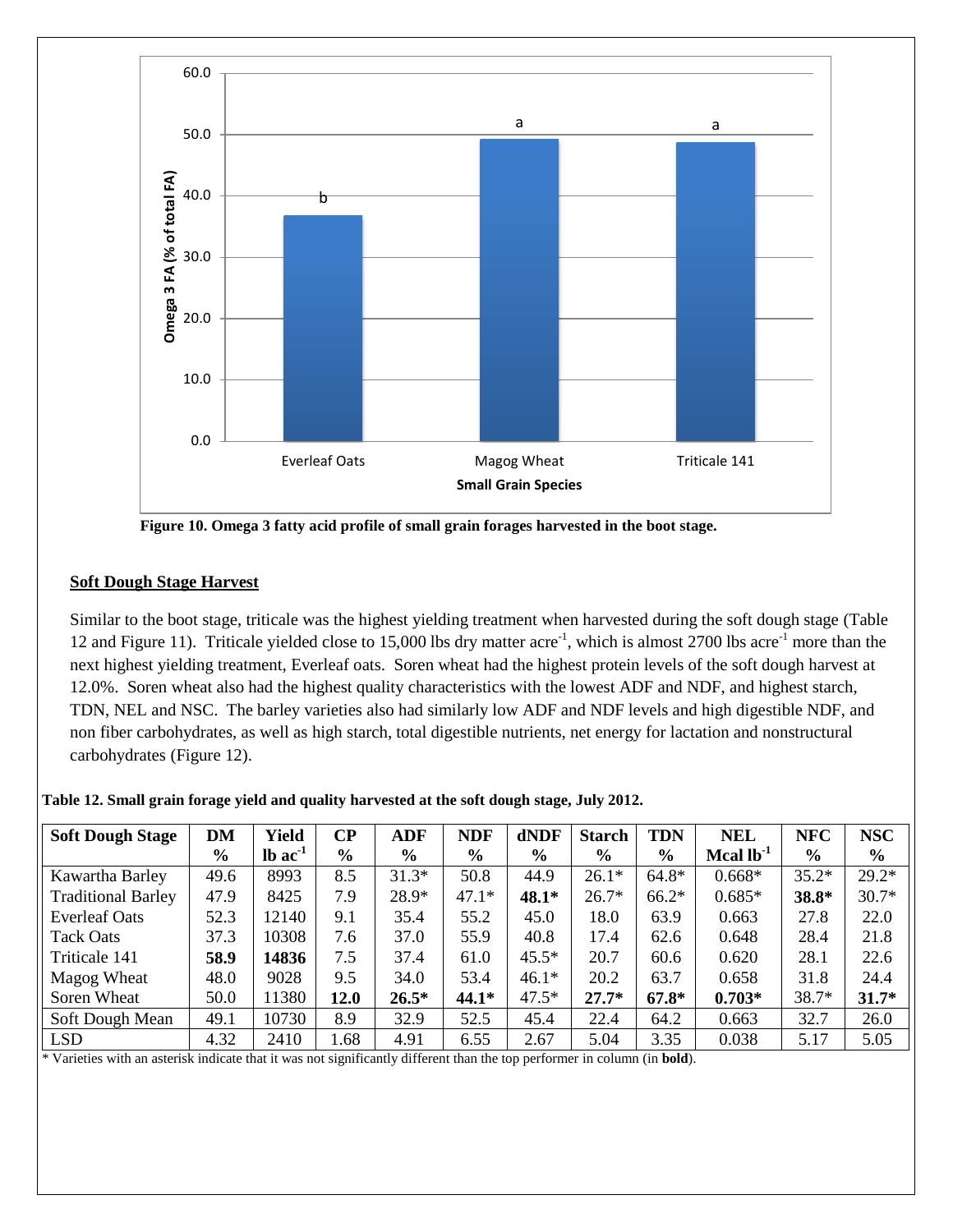Figure 10. Omega 3 fatty acid profile of small grain forages harvested in the boot stage.

### Soft Dough Stage Harvest

Similar to the boot stage, triticale was the highest yielding treatment when harvested during the soft dough stage (Table 12 and Figure 11). Triticale yielded close to 15,000 lbs dry matter acre$^{-1}$, which is almost 2700 lbs acre$^{-1}$ more than the next highest yielding treatment, Everleaf oats. Soren wheat had the highest protein levels of the soft dough harvest at 12.0%. Soren wheat also had the highest quality characteristics with the lowest ADF and NDF, and highest starch, TDN, NEL and NSC. The barley varieties also had similarly low ADF and NDF levels and high digestible NDF, and non fiber carbohydrates, as well as high starch, total digestible nutrients, net energy for lactation and nonstructural carbohydrates (Figure 12).

**Table 12. Small grain forage yield and quality harvested at the soft dough stage, July 2012.**

| Soft Dough Stage | DM % | Yield lb ac$^{-1}$ | CP % | ADF % | NDF % | dNDF % | Starch % | TDN % | NEL Mcal lb$^{-1}$ | NFC % | NSC % |
|---|---|---|---|---|---|---|---|---|---|---|---|
| Kawartha Barley | 49.6 | 8993 | 8.5 | 31.3* | 50.8 | 44.9 | 26.1* | 64.8* | 0.668* | 35.2* | 29.2* |
| Traditional Barley | 47.9 | 8425 | 7.9 | 28.9* | 47.1* | **48.1*** | 26.7* | 66.2* | 0.685* | **38.8*** | 30.7* |
| Everleaf Oats | 52.3 | 12140 | 9.1 | 35.4 | 55.2 | 45.0 | 18.0 | 63.9 | 0.663 | 27.8 | 22.0 |
| Tack Oats | 37.3 | 10308 | 7.6 | 37.0 | 55.9 | 40.8 | 17.4 | 62.6 | 0.648 | 28.4 | 21.8 |
| Triticale 141 | **58.9** | **14836** | 7.5 | 37.4 | 61.0 | 45.5* | 20.7 | 60.6 | 0.620 | 28.1 | 22.6 |
| Magog Wheat | 48.0 | 9028 | 9.5 | 34.0 | 53.4 | 46.1* | 20.2 | 63.7 | 0.658 | 31.8 | 24.4 |
| Soren Wheat | 50.0 | 11380 | **12.0** | **26.5*** | **44.1*** | 47.5* | **27.7*** | **67.8*** | **0.703*** | 38.7* | **31.7*** |
| Soft Dough Mean | 49.1 | 10730 | 8.9 | 32.9 | 52.5 | 45.4 | 22.4 | 64.2 | 0.663 | 32.7 | 26.0 |
| LSD | 4.32 | 2410 | 1.68 | 4.91 | 6.55 | 2.67 | 5.04 | 3.35 | 0.038 | 5.17 | 5.05 |

* Varieties with an asterisk indicate that it was not significantly different than the top performer in column (in **bold**).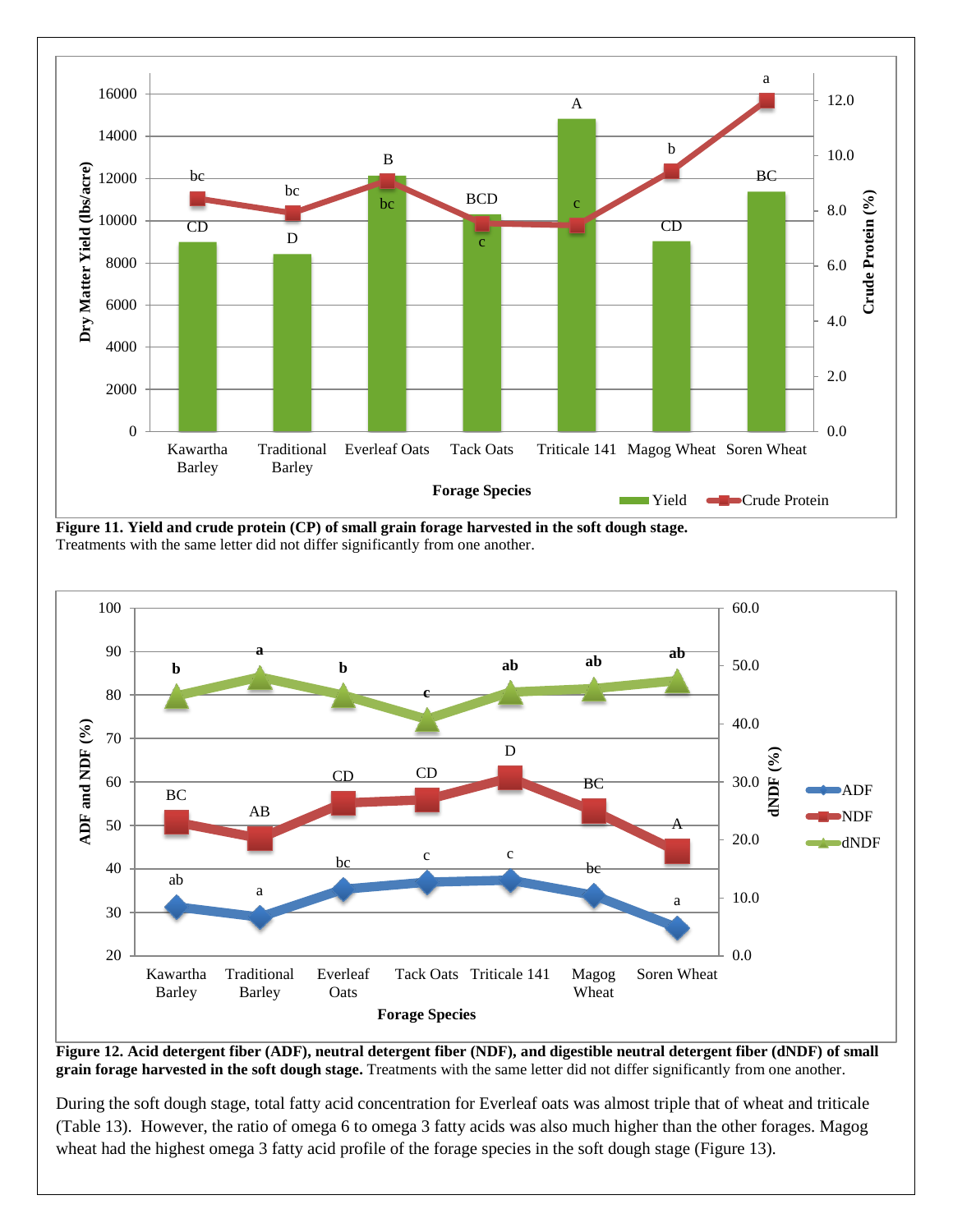**Figure 11. Yield and crude protein (CP) of small grain forage harvested in the soft dough stage.** Treatments with the same letter did not differ significantly from one another.

**Figure 12. Acid detergent fiber (ADF), neutral detergent fiber (NDF), and digestible neutral detergent fiber (dNDF) of small grain forage harvested in the soft dough stage.** Treatments with the same letter did not differ significantly from one another.

During the soft dough stage, total fatty acid concentration for Everleaf oats was almost triple that of wheat and triticale (Table 13). However, the ratio of omega 6 to omega 3 fatty acids was also much higher than the other forages. Magog wheat had the highest omega 3 fatty acid profile of the forage species in the soft dough stage (Figure 13).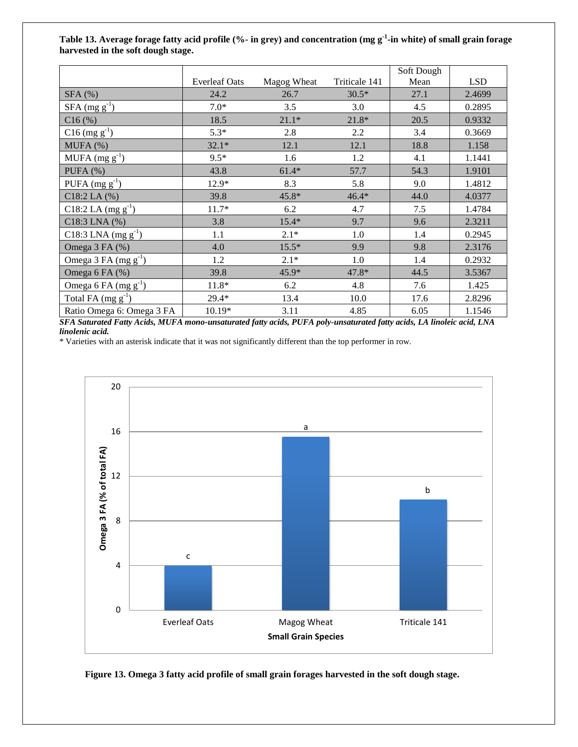**Table 13. Average forage fatty acid profile (%- in grey) and concentration (mg g$^{-1}$-in white) of small grain forage harvested in the soft dough stage.**

| | Everleaf Oats | Magog Wheat | Triticale 141 | Soft Dough Mean | LSD |
|---|---|---|---|---|---|
| SFA (%) | 24.2 | 26.7 | 30.5* | 27.1 | 2.4699 |
| SFA (mg g$^{-1}$) | 7.0* | 3.5 | 3.0 | 4.5 | 0.2895 |
| C16 (%) | 18.5 | 21.1* | 21.8* | 20.5 | 0.9332 |
| C16 (mg g$^{-1}$) | 5.3* | 2.8 | 2.2 | 3.4 | 0.3669 |
| MUFA (%) | 32.1* | 12.1 | 12.1 | 18.8 | 1.158 |
| MUFA (mg g$^{-1}$) | 9.5* | 1.6 | 1.2 | 4.1 | 1.1441 |
| PUFA (%) | 43.8 | 61.4* | 57.7 | 54.3 | 1.9101 |
| PUFA (mg g$^{-1}$) | 12.9* | 8.3 | 5.8 | 9.0 | 1.4812 |
| C18:2 LA (%) | 39.8 | 45.8* | 46.4* | 44.0 | 4.0377 |
| C18:2 LA (mg g$^{-1}$) | 11.7* | 6.2 | 4.7 | 7.5 | 1.4784 |
| C18:3 LNA (%) | 3.8 | 15.4* | 9.7 | 9.6 | 2.3211 |
| C18:3 LNA (mg g$^{-1}$) | 1.1 | 2.1* | 1.0 | 1.4 | 0.2945 |
| Omega 3 FA (%) | 4.0 | 15.5* | 9.9 | 9.8 | 2.3176 |
| Omega 3 FA (mg g$^{-1}$) | 1.2 | 2.1* | 1.0 | 1.4 | 0.2932 |
| Omega 6 FA (%) | 39.8 | 45.9* | 47.8* | 44.5 | 3.5367 |
| Omega 6 FA (mg g$^{-1}$) | 11.8* | 6.2 | 4.8 | 7.6 | 1.425 |
| Total FA (mg g$^{-1}$) | 29.4* | 13.4 | 10.0 | 17.6 | 2.8296 |
| Ratio Omega 6: Omega 3 FA | 10.19* | 3.11 | 4.85 | 6.05 | 1.1546 |

***SFA Saturated Fatty Acids, MUFA mono-unsaturated fatty acids, PUFA poly-unsaturated fatty acids, LA linoleic acid, LNA linolenic acid.***

* Varieties with an asterisk indicate that it was not significantly different than the top performer in row.

**Figure 13. Omega 3 fatty acid profile of small grain forages harvested in the soft dough stage.**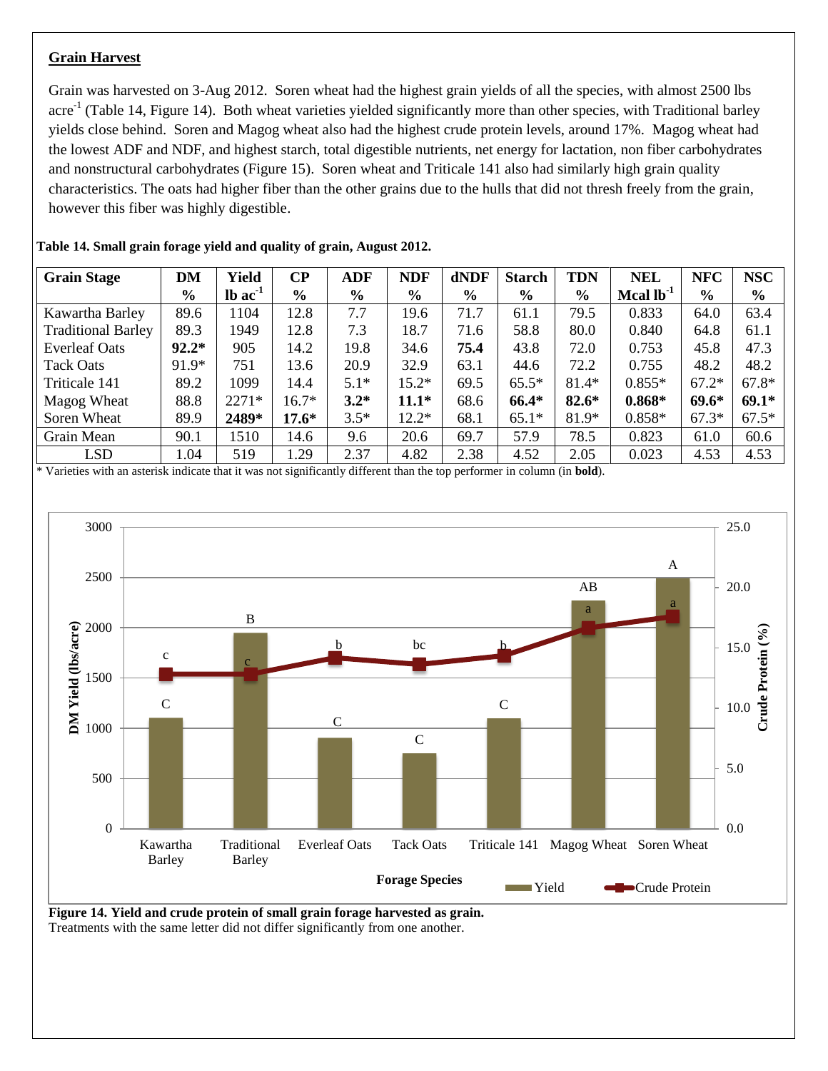## Grain Harvest

Grain was harvested on 3-Aug 2012. Soren wheat had the highest grain yields of all the species, with almost 2500 lbs acre$^{-1}$ (Table 14, Figure 14). Both wheat varieties yielded significantly more than other species, with Traditional barley yields close behind. Soren and Magog wheat also had the highest crude protein levels, around 17%. Magog wheat had the lowest ADF and NDF, and highest starch, total digestible nutrients, net energy for lactation, non fiber carbohydrates and nonstructural carbohydrates (Figure 15). Soren wheat and Triticale 141 also had similarly high grain quality characteristics. The oats had higher fiber than the other grains due to the hulls that did not thresh freely from the grain, however this fiber was highly digestible.

**Table 14. Small grain forage yield and quality of grain, August 2012.**

| Grain Stage | DM % | Yield lb ac$^{-1}$ | CP % | ADF % | NDF % | dNDF % | Starch % | TDN % | NEL Mcal lb$^{-1}$ | NFC % | NSC % |
|---|---|---|---|---|---|---|---|---|---|---|---|
| Kawartha Barley | 89.6 | 1104 | 12.8 | 7.7 | 19.6 | 71.7 | 61.1 | 79.5 | 0.833 | 64.0 | 63.4 |
| Traditional Barley | 89.3 | 1949 | 12.8 | 7.3 | 18.7 | 71.6 | 58.8 | 80.0 | 0.840 | 64.8 | 61.1 |
| Everleaf Oats | **92.2*** | 905 | 14.2 | 19.8 | 34.6 | **75.4** | 43.8 | 72.0 | 0.753 | 45.8 | 47.3 |
| Tack Oats | 91.9* | 751 | 13.6 | 20.9 | 32.9 | 63.1 | 44.6 | 72.2 | 0.755 | 48.2 | 48.2 |
| Triticale 141 | 89.2 | 1099 | 14.4 | 5.1* | 15.2* | 69.5 | 65.5* | 81.4* | 0.855* | 67.2* | 67.8* |
| Magog Wheat | 88.8 | 2271* | 16.7* | **3.2*** | **11.1*** | 68.6 | **66.4*** | **82.6*** | **0.868*** | **69.6*** | **69.1*** |
| Soren Wheat | 89.9 | **2489*** | **17.6*** | 3.5* | 12.2* | 68.1 | 65.1* | 81.9* | 0.858* | 67.3* | 67.5* |
| Grain Mean | 90.1 | 1510 | 14.6 | 9.6 | 20.6 | 69.7 | 57.9 | 78.5 | 0.823 | 61.0 | 60.6 |
| LSD | 1.04 | 519 | 1.29 | 2.37 | 4.82 | 2.38 | 4.52 | 2.05 | 0.023 | 4.53 | 4.53 |

* Varieties with an asterisk indicate that it was not significantly different than the top performer in column (in **bold**).

**Figure 14. Yield and crude protein of small grain forage harvested as grain.**
Treatments with the same letter did not differ significantly from one another.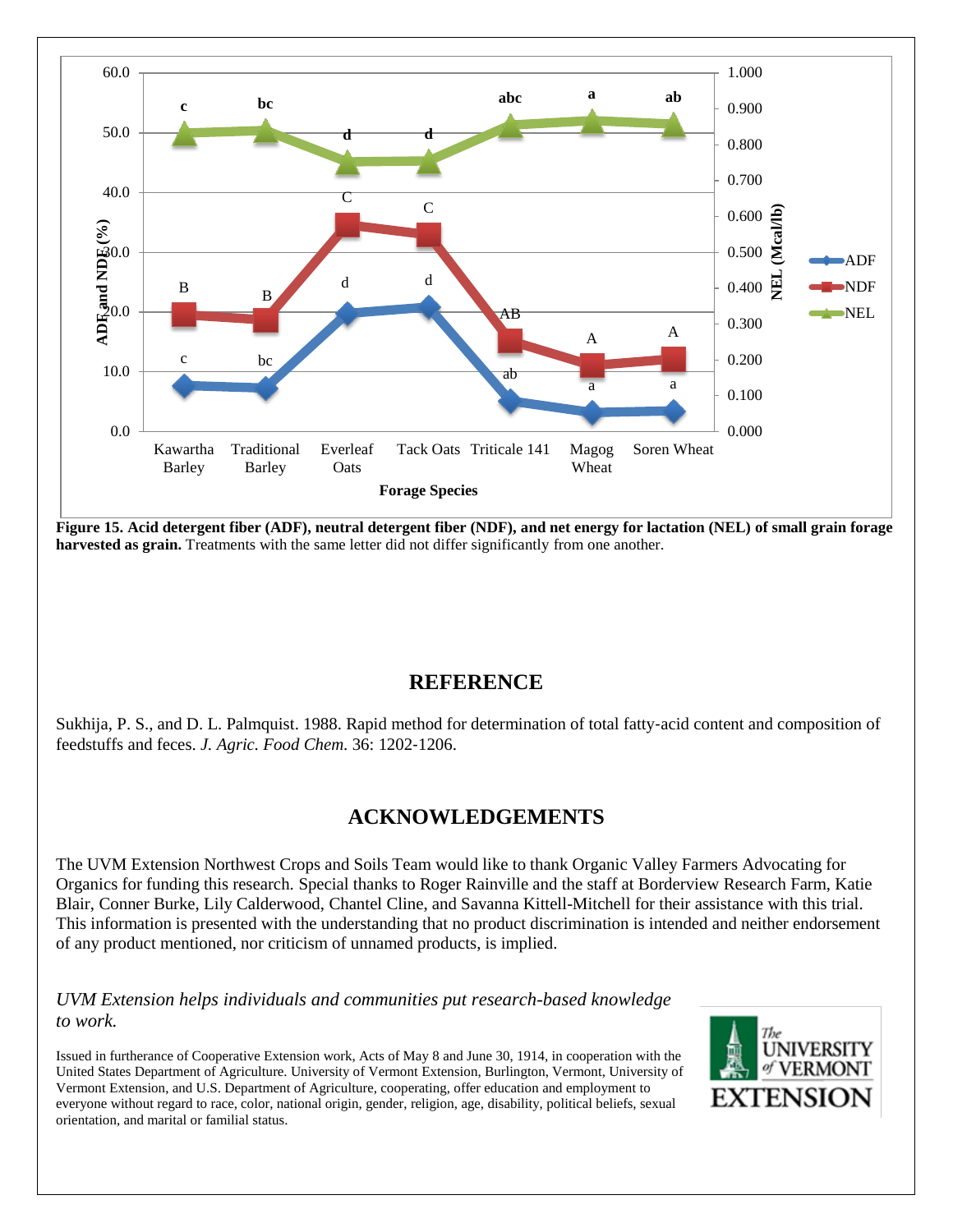60.0
50.0
40.0
30.0
20.0
10.0
0.0

ADF and NDF (%)

1.000
0.900
0.800
0.700
0.600
0.500
0.400
0.300
0.200
0.100
0.000

NEL (Mcal/lb)

c bc d d abc a ab

C C
B B d d AB A A
c bc ab a a

ADF
NDF
NEL

Kawartha Barley
Traditional Barley
Everleaf Oats
Tack Oats
Triticale 141
Magog Wheat
Soren Wheat

Forage Species

**Figure 15. Acid detergent fiber (ADF), neutral detergent fiber (NDF), and net energy for lactation (NEL) of small grain forage harvested as grain.** Treatments with the same letter did not differ significantly from one another.

## REFERENCE

Sukhija, P. S., and D. L. Palmquist. 1988. Rapid method for determination of total fatty-acid content and composition of feedstuffs and feces. *J. Agric. Food Chem.* 36: 1202-1206.

## ACKNOWLEDGEMENTS

The UVM Extension Northwest Crops and Soils Team would like to thank Organic Valley Farmers Advocating for Organics for funding this research. Special thanks to Roger Rainville and the staff at Borderview Research Farm, Katie Blair, Conner Burke, Lily Calderwood, Chantel Cline, and Savanna Kittell-Mitchell for their assistance with this trial. This information is presented with the understanding that no product discrimination is intended and neither endorsement of any product mentioned, nor criticism of unnamed products, is implied.

*UVM Extension helps individuals and communities put research-based knowledge to work.*

Issued in furtherance of Cooperative Extension work, Acts of May 8 and June 30, 1914, in cooperation with the United States Department of Agriculture. University of Vermont Extension, Burlington, Vermont, University of Vermont Extension, and U.S. Department of Agriculture, cooperating, offer education and employment to everyone without regard to race, color, national origin, gender, religion, age, disability, political beliefs, sexual orientation, and marital or familial status.

The University of Vermont Extension